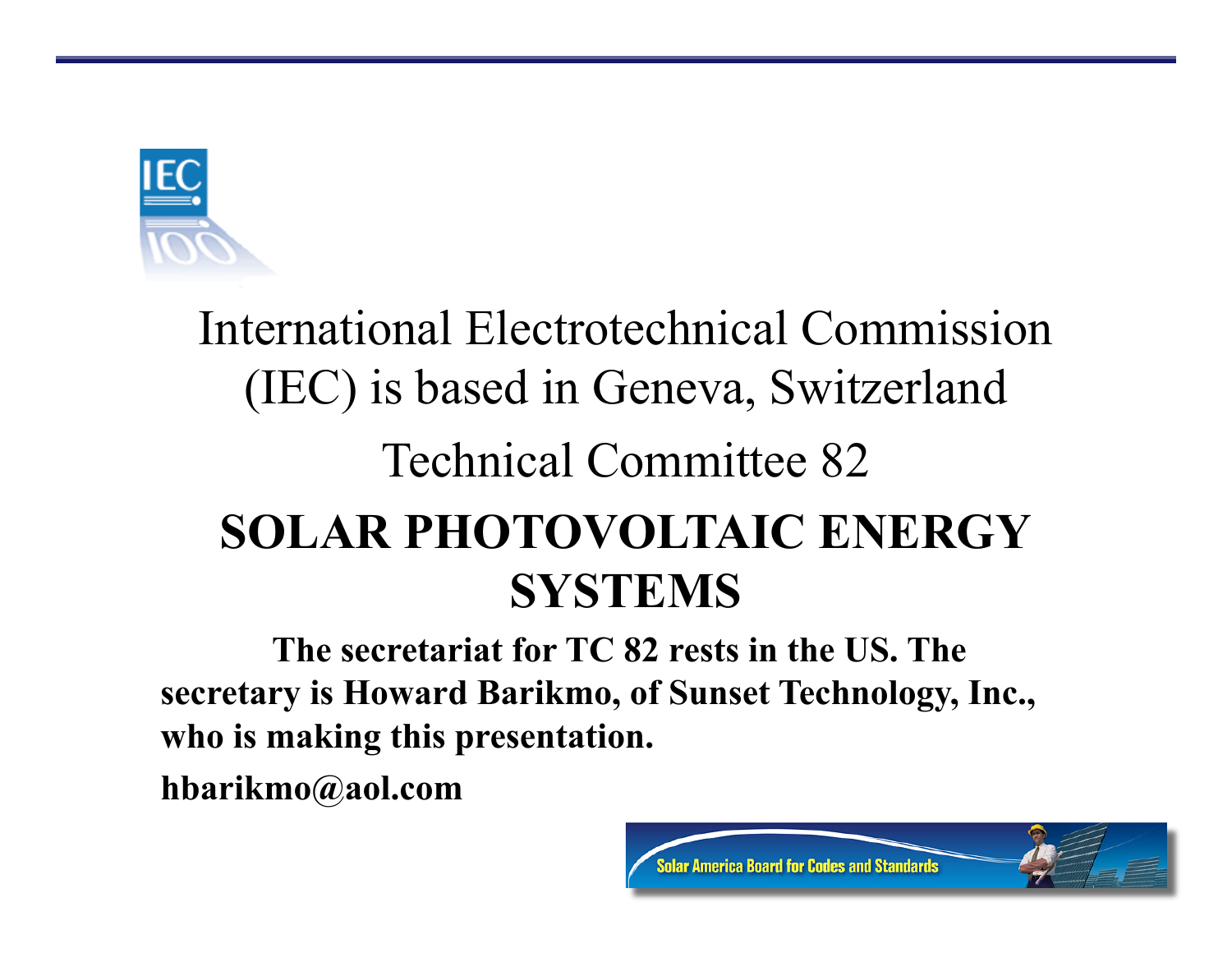International Electrotechnical Commission (IEC) is based in Geneva, Switzerland

Technical Committee 82

# SOLAR PHOTOVOLTAIC ENERGY SYSTEMS

**The secretariat for TC 82 rests in the US. The secretary is Howard Barikmo, of Sunset Technology, Inc., who is making this presentation.**

**hbarikmo@aol.com**

Solar America Board for Codes and Standards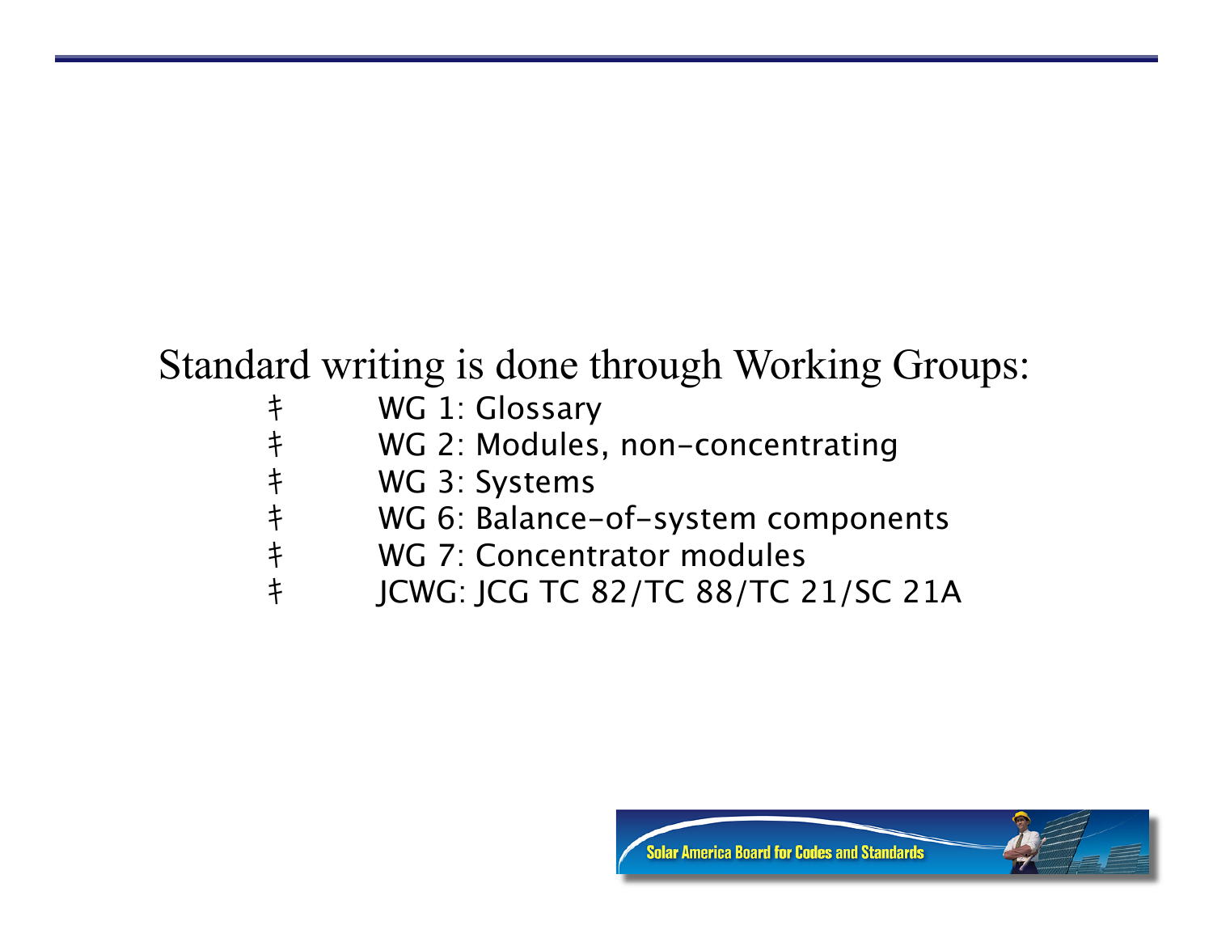Standard writing is done through Working Groups:

- WG 1: Glossary
- WG 2: Modules, non-concentrating
- WG 3: Systems
- WG 6: Balance-of-system components
- WG 7: Concentrator modules
- JCWG: JCG TC 82/TC 88/TC 21/SC 21A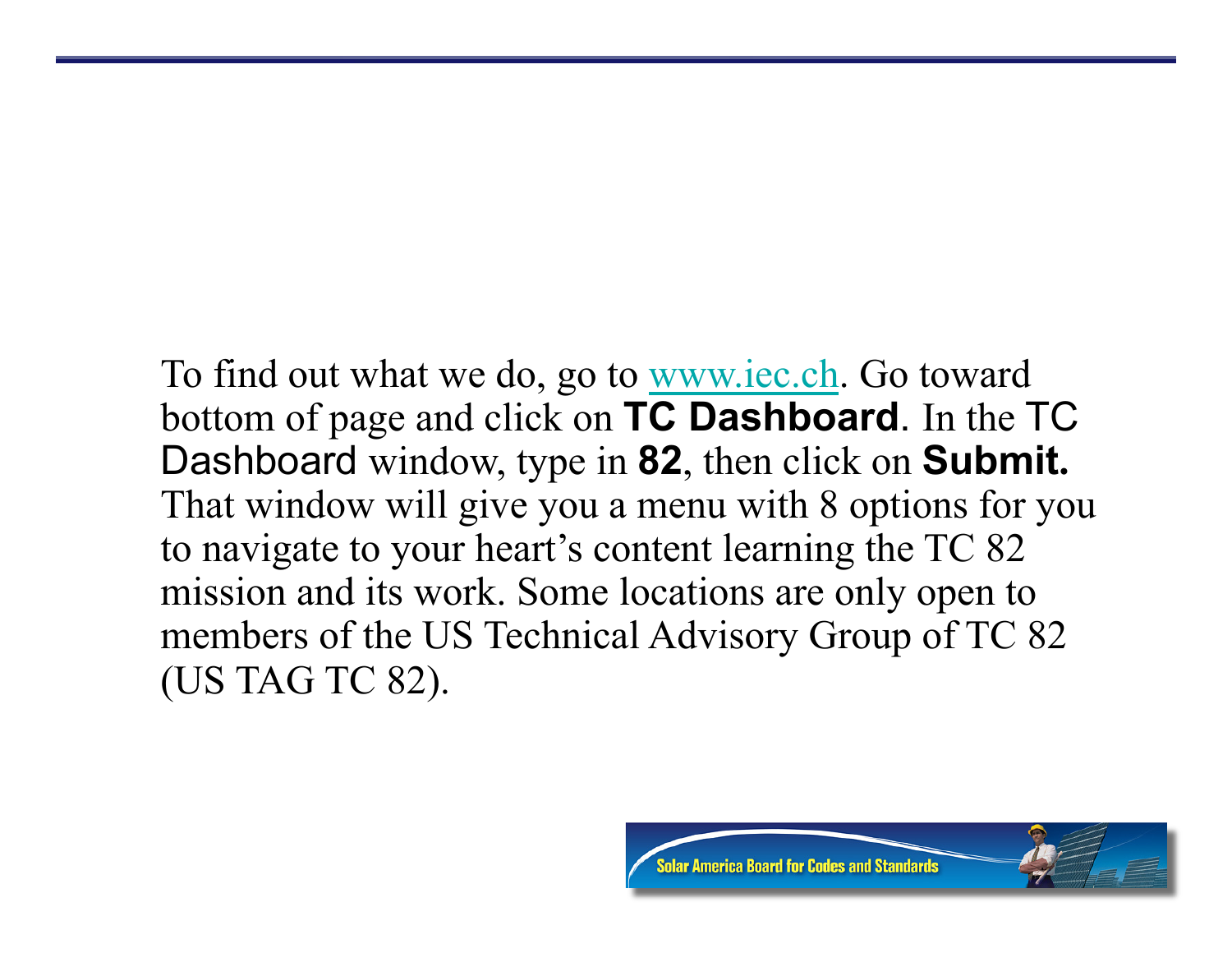To find out what we do, go to www.iec.ch. Go toward bottom of page and click on **TC Dashboard**. In the TC Dashboard window, type in **82**, then click on **Submit.** That window will give you a menu with 8 options for you to navigate to your heart's content learning the TC 82 mission and its work. Some locations are only open to members of the US Technical Advisory Group of TC 82 (US TAG TC 82).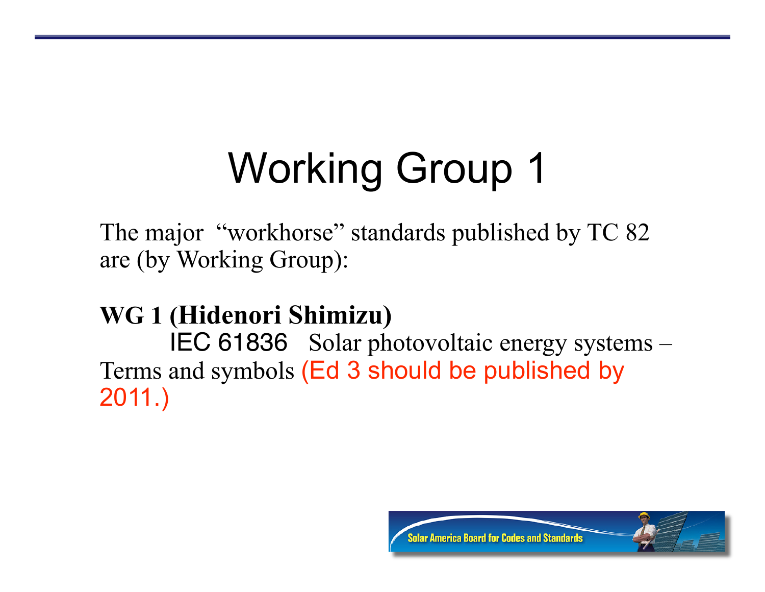# Working Group 1

The major "workhorse" standards published by TC 82 are (by Working Group):

**WG 1 (Hidenori Shimizu)**

IEC 61836 Solar photovoltaic energy systems – Terms and symbols (Ed 3 should be published by 2011.)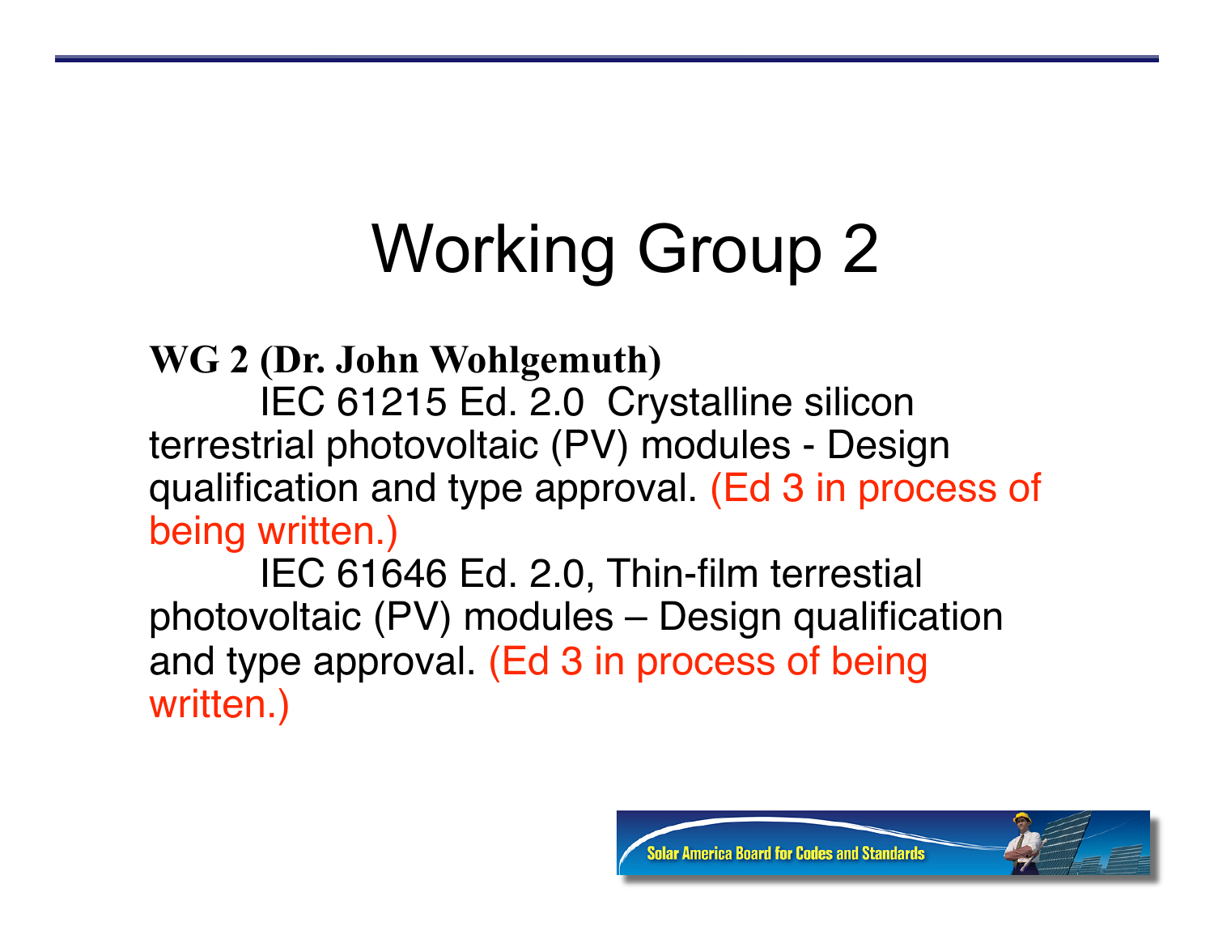# Working Group 2

**WG 2 (Dr. John Wohlgemuth)**

IEC 61215 Ed. 2.0 Crystalline silicon terrestrial photovoltaic (PV) modules - Design qualification and type approval. (Ed 3 in process of being written.)

IEC 61646 Ed. 2.0, Thin-film terrestial photovoltaic (PV) modules – Design qualification and type approval. (Ed 3 in process of being written.)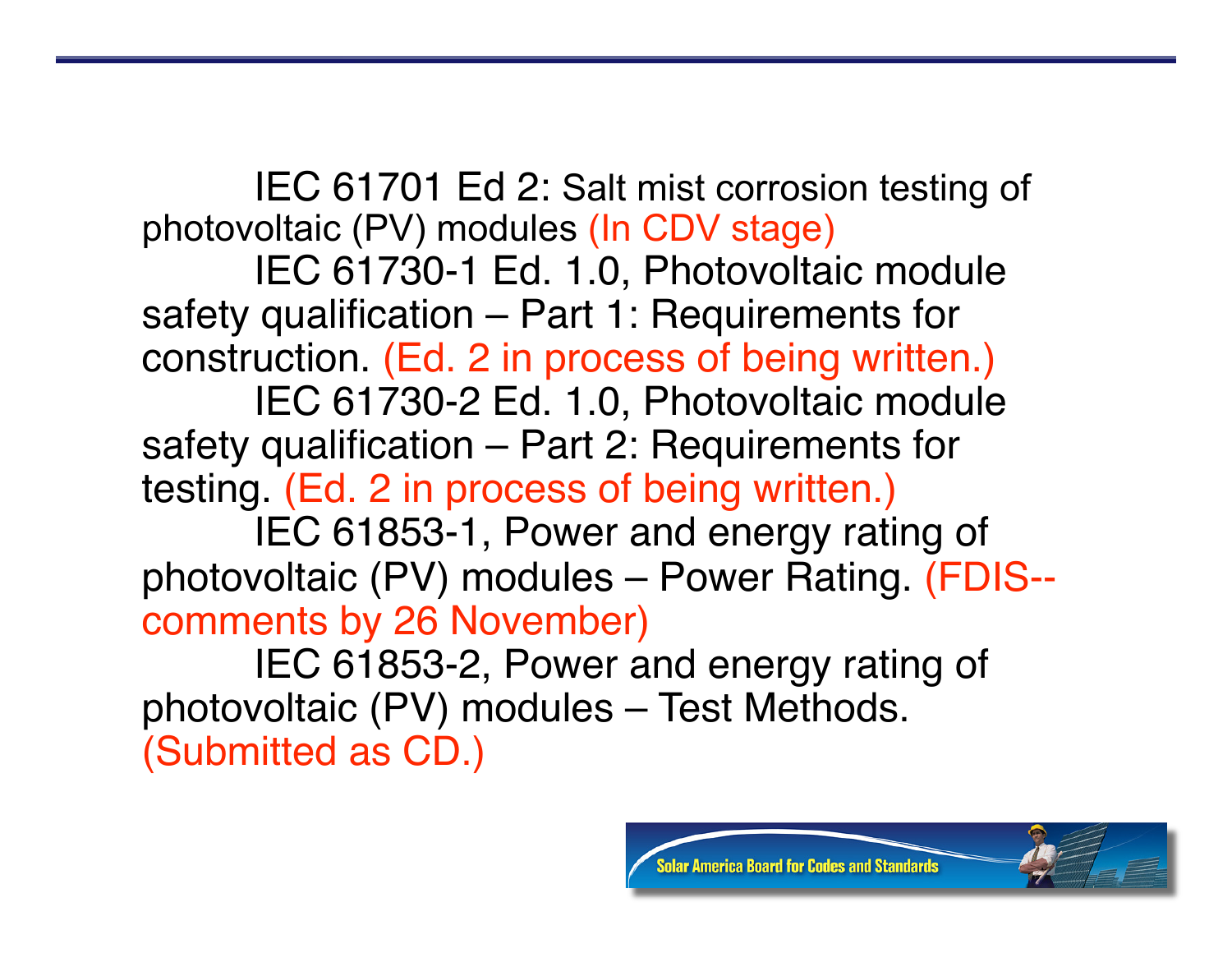IEC 61701 Ed 2: Salt mist corrosion testing of photovoltaic (PV) modules (In CDV stage)

IEC 61730-1 Ed. 1.0, Photovoltaic module safety qualification – Part 1: Requirements for construction. (Ed. 2 in process of being written.)

IEC 61730-2 Ed. 1.0, Photovoltaic module safety qualification – Part 2: Requirements for testing. (Ed. 2 in process of being written.)

IEC 61853-1, Power and energy rating of photovoltaic (PV) modules – Power Rating. (FDIS--comments by 26 November)

IEC 61853-2, Power and energy rating of photovoltaic (PV) modules – Test Methods. (Submitted as CD.)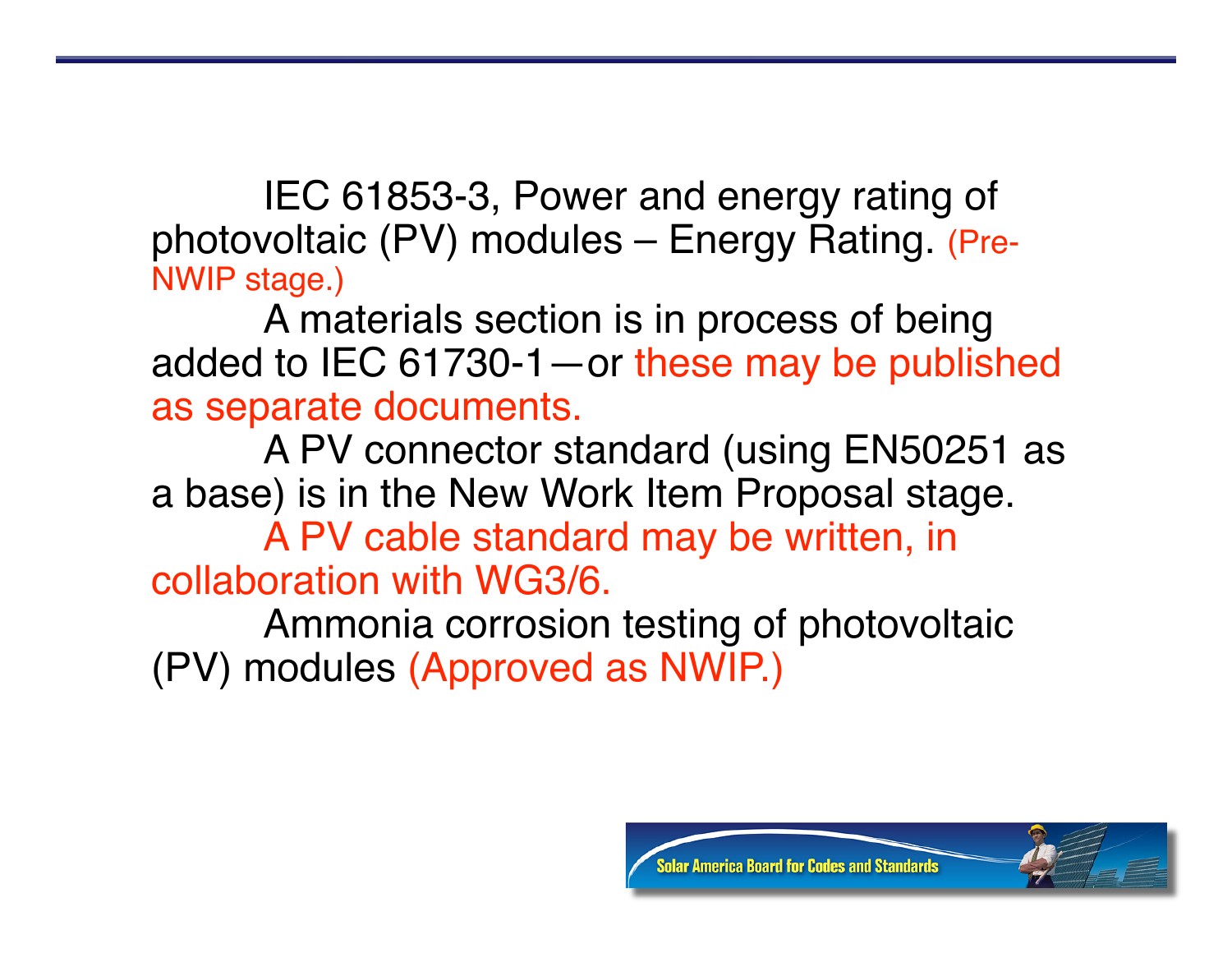IEC 61853-3, Power and energy rating of photovoltaic (PV) modules – Energy Rating. (Pre-NWIP stage.)

A materials section is in process of being added to IEC 61730-1—or these may be published as separate documents.

A PV connector standard (using EN50251 as a base) is in the New Work Item Proposal stage.

A PV cable standard may be written, in collaboration with WG3/6.

Ammonia corrosion testing of photovoltaic (PV) modules (Approved as NWIP.)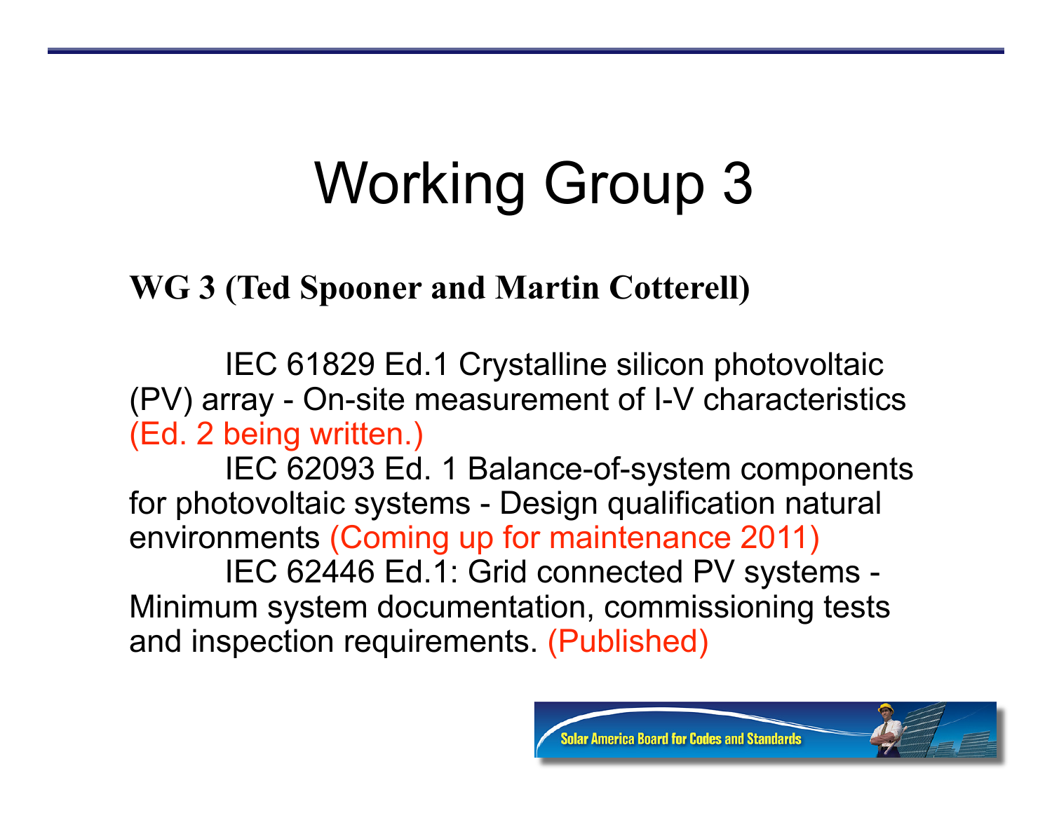# Working Group 3

**WG 3 (Ted Spooner and Martin Cotterell)**

IEC 61829 Ed.1 Crystalline silicon photovoltaic (PV) array - On-site measurement of I-V characteristics (Ed. 2 being written.)

IEC 62093 Ed. 1 Balance-of-system components for photovoltaic systems - Design qualification natural environments (Coming up for maintenance 2011)

IEC 62446 Ed.1: Grid connected PV systems - Minimum system documentation, commissioning tests and inspection requirements. (Published)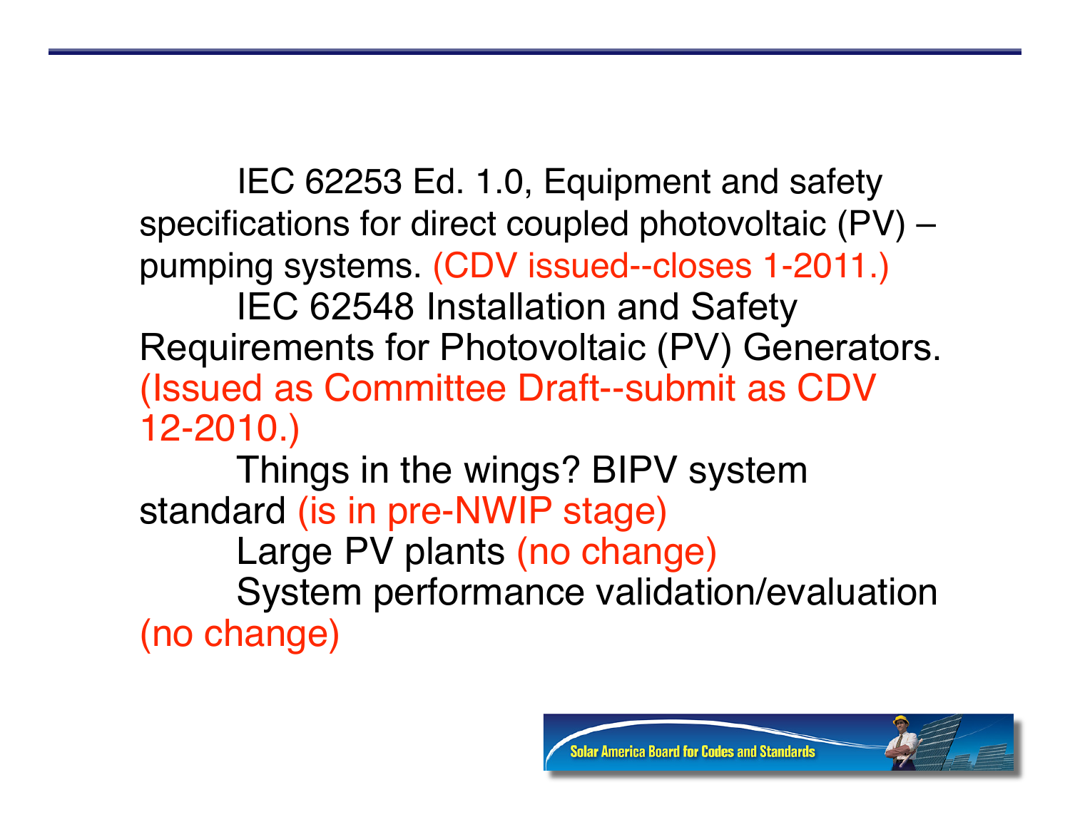IEC 62253 Ed. 1.0, Equipment and safety specifications for direct coupled photovoltaic (PV) – pumping systems. (CDV issued--closes 1-2011.)

IEC 62548 Installation and Safety Requirements for Photovoltaic (PV) Generators. (Issued as Committee Draft--submit as CDV 12-2010.)

Things in the wings? BIPV system standard (is in pre-NWIP stage)

Large PV plants (no change)

System performance validation/evaluation (no change)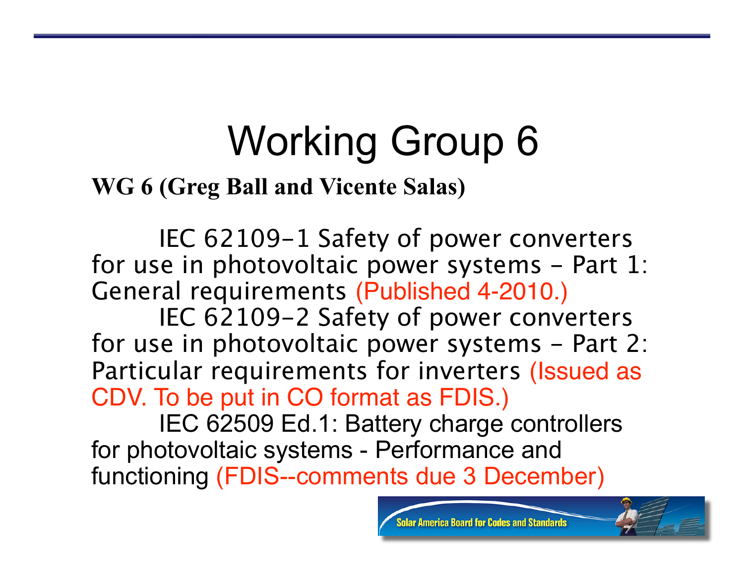# Working Group 6

**WG 6 (Greg Ball and Vicente Salas)**

IEC 62109-1 Safety of power converters for use in photovoltaic power systems - Part 1: General requirements (Published 4-2010.)

IEC 62109-2 Safety of power converters for use in photovoltaic power systems - Part 2: Particular requirements for inverters (Issued as CDV. To be put in CO format as FDIS.)

IEC 62509 Ed.1: Battery charge controllers for photovoltaic systems - Performance and functioning (FDIS--comments due 3 December)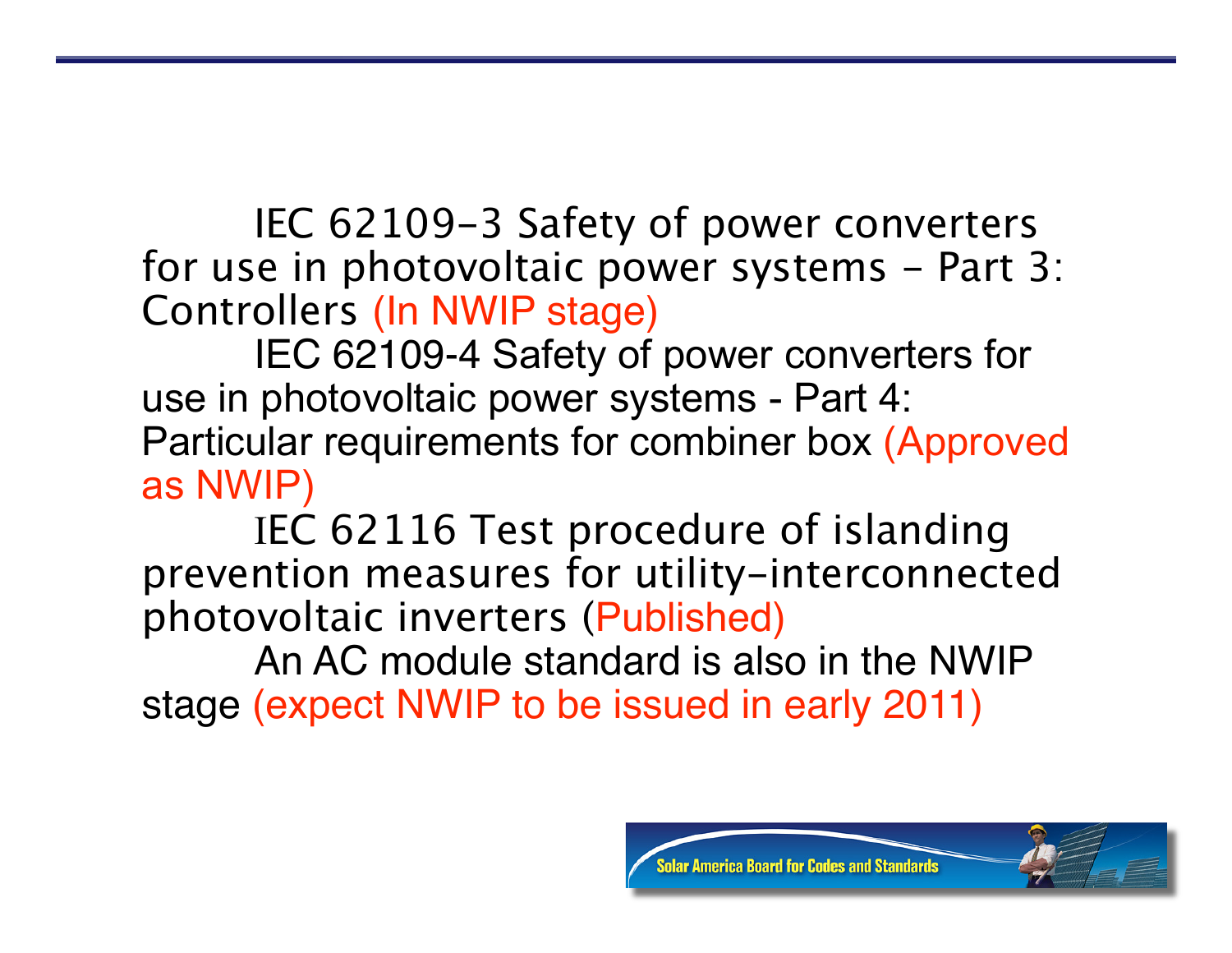IEC 62109-3 Safety of power converters for use in photovoltaic power systems - Part 3: Controllers (In NWIP stage)

IEC 62109-4 Safety of power converters for use in photovoltaic power systems - Part 4: Particular requirements for combiner box (Approved as NWIP)

IEC 62116 Test procedure of islanding prevention measures for utility-interconnected photovoltaic inverters (Published)

An AC module standard is also in the NWIP stage (expect NWIP to be issued in early 2011)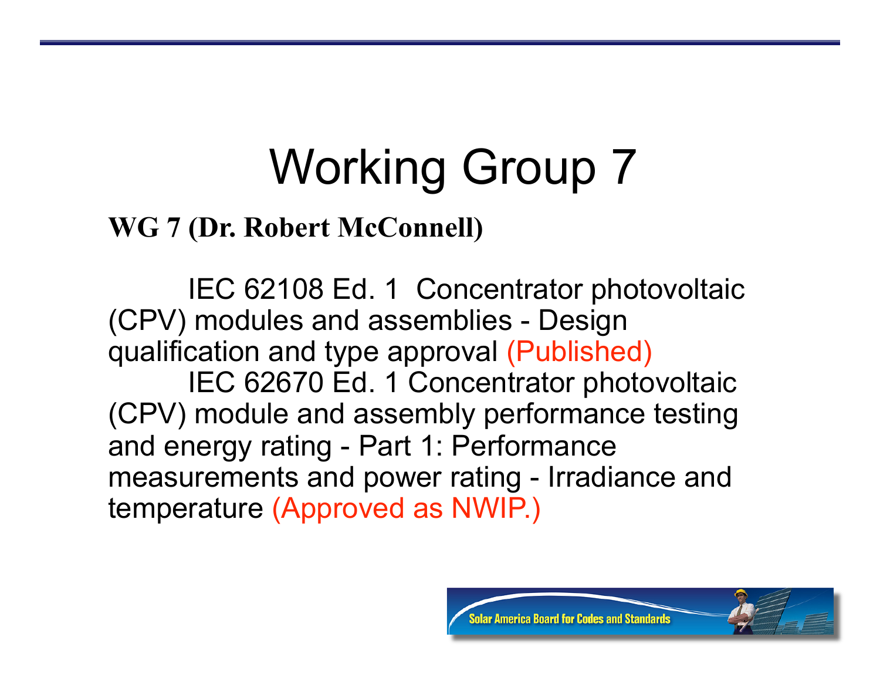# Working Group 7

**WG 7 (Dr. Robert McConnell)**

IEC 62108 Ed. 1 Concentrator photovoltaic (CPV) modules and assemblies - Design qualification and type approval (Published)

IEC 62670 Ed. 1 Concentrator photovoltaic (CPV) module and assembly performance testing and energy rating - Part 1: Performance measurements and power rating - Irradiance and temperature (Approved as NWIP.)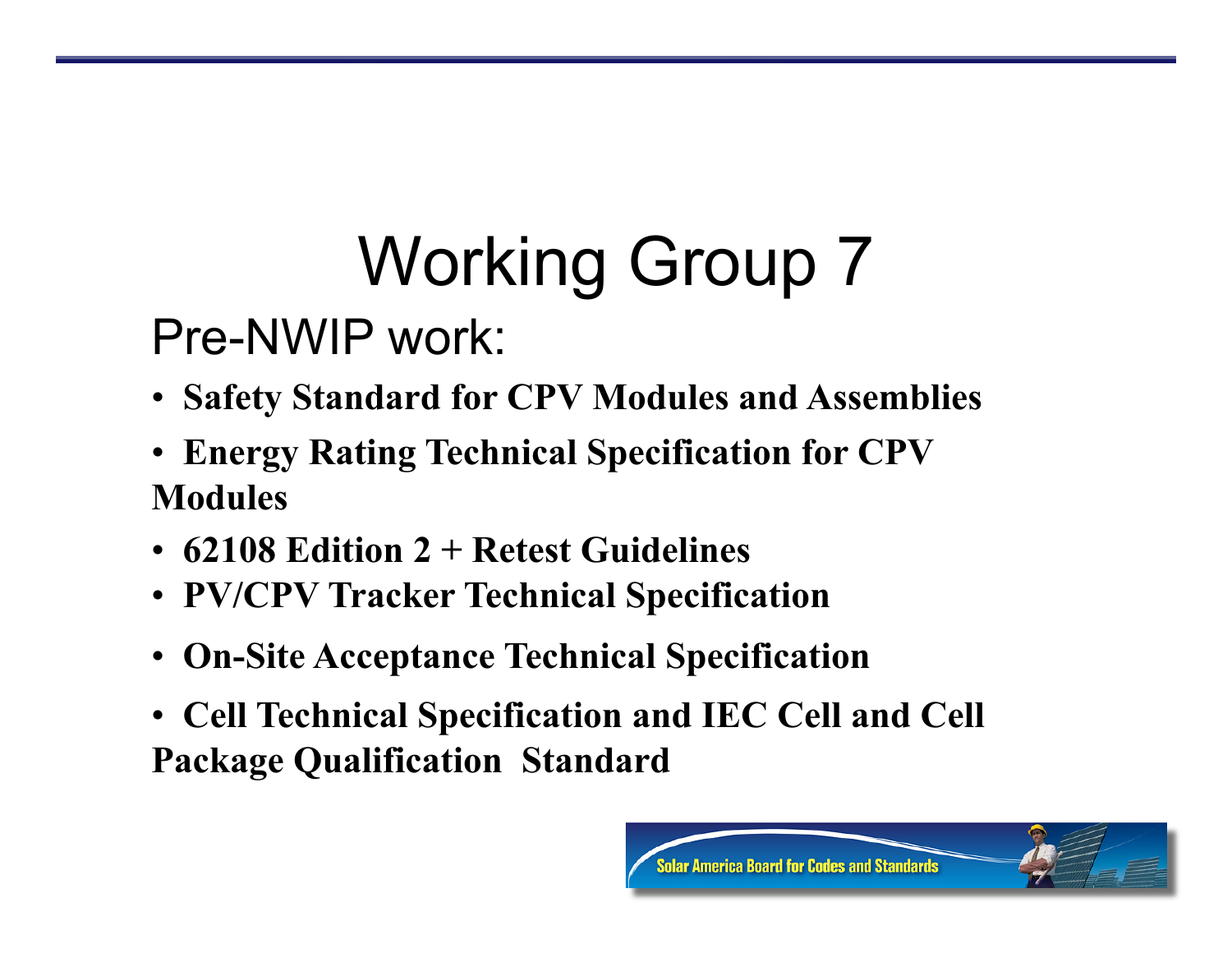# Working Group 7

Pre-NWIP work:

- **Safety Standard for CPV Modules and Assemblies**
- **Energy Rating Technical Specification for CPV Modules**
- **62108 Edition 2 + Retest Guidelines**
- **PV/CPV Tracker Technical Specification**
- **On-Site Acceptance Technical Specification**
- **Cell Technical Specification and IEC Cell and Cell Package Qualification Standard**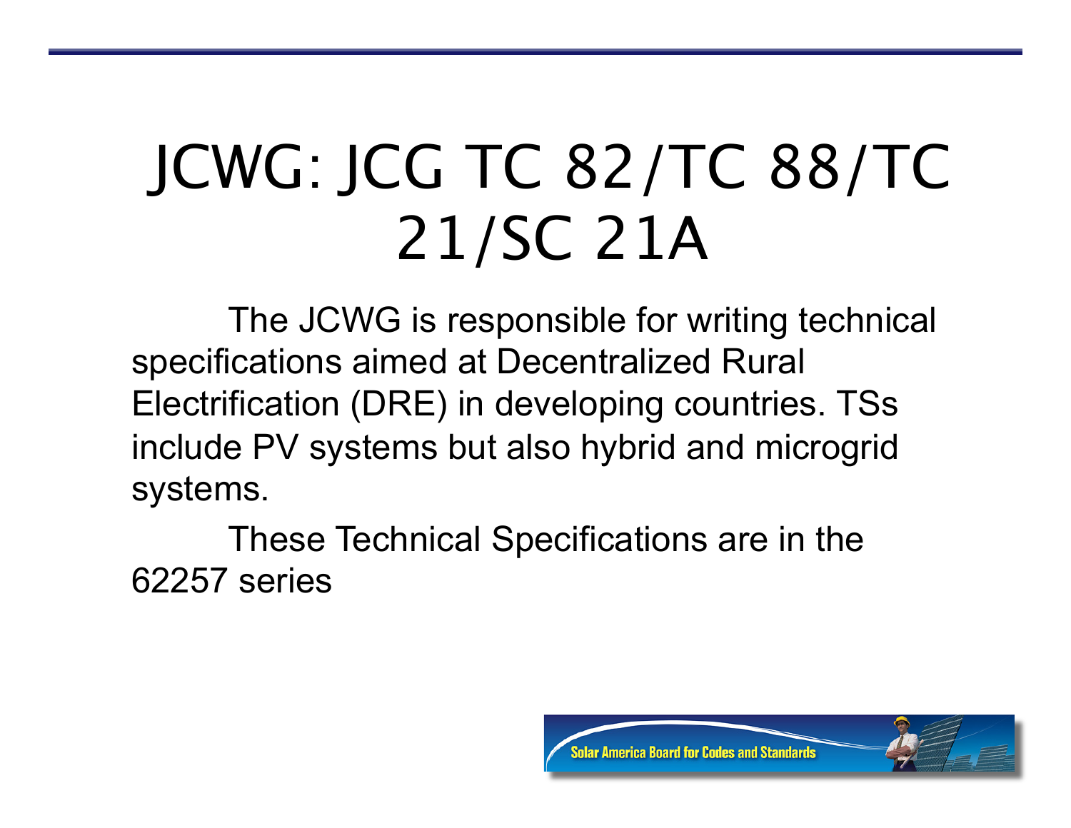# JCWG: JCG TC 82/TC 88/TC 21/SC 21A

The JCWG is responsible for writing technical specifications aimed at Decentralized Rural Electrification (DRE) in developing countries. TSs include PV systems but also hybrid and microgrid systems.

These Technical Specifications are in the 62257 series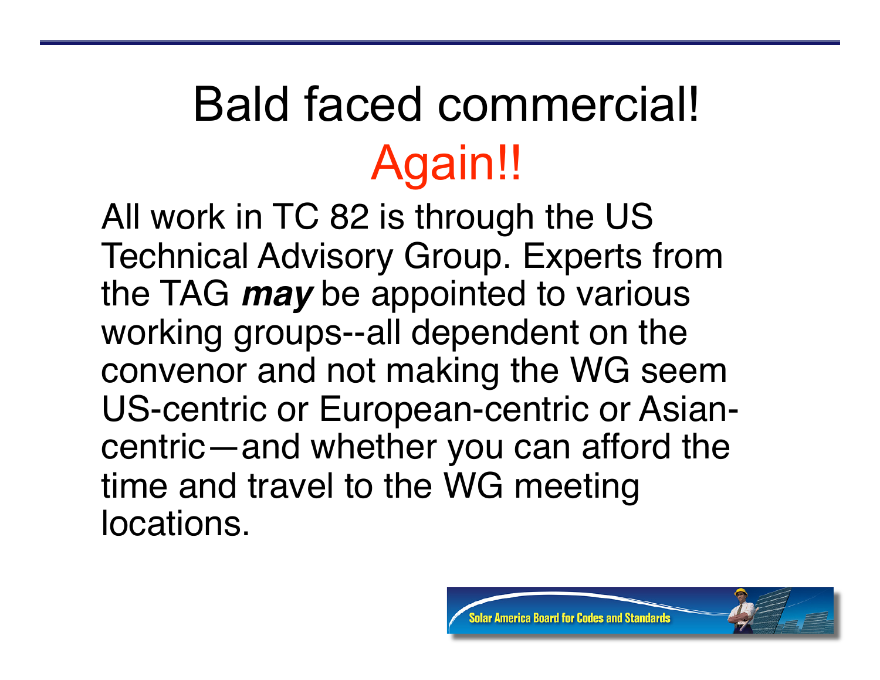# Bald faced commercial! Again!!

All work in TC 82 is through the US Technical Advisory Group. Experts from the TAG ***may*** be appointed to various working groups--all dependent on the convenor and not making the WG seem US-centric or European-centric or Asian-centric—and whether you can afford the time and travel to the WG meeting locations.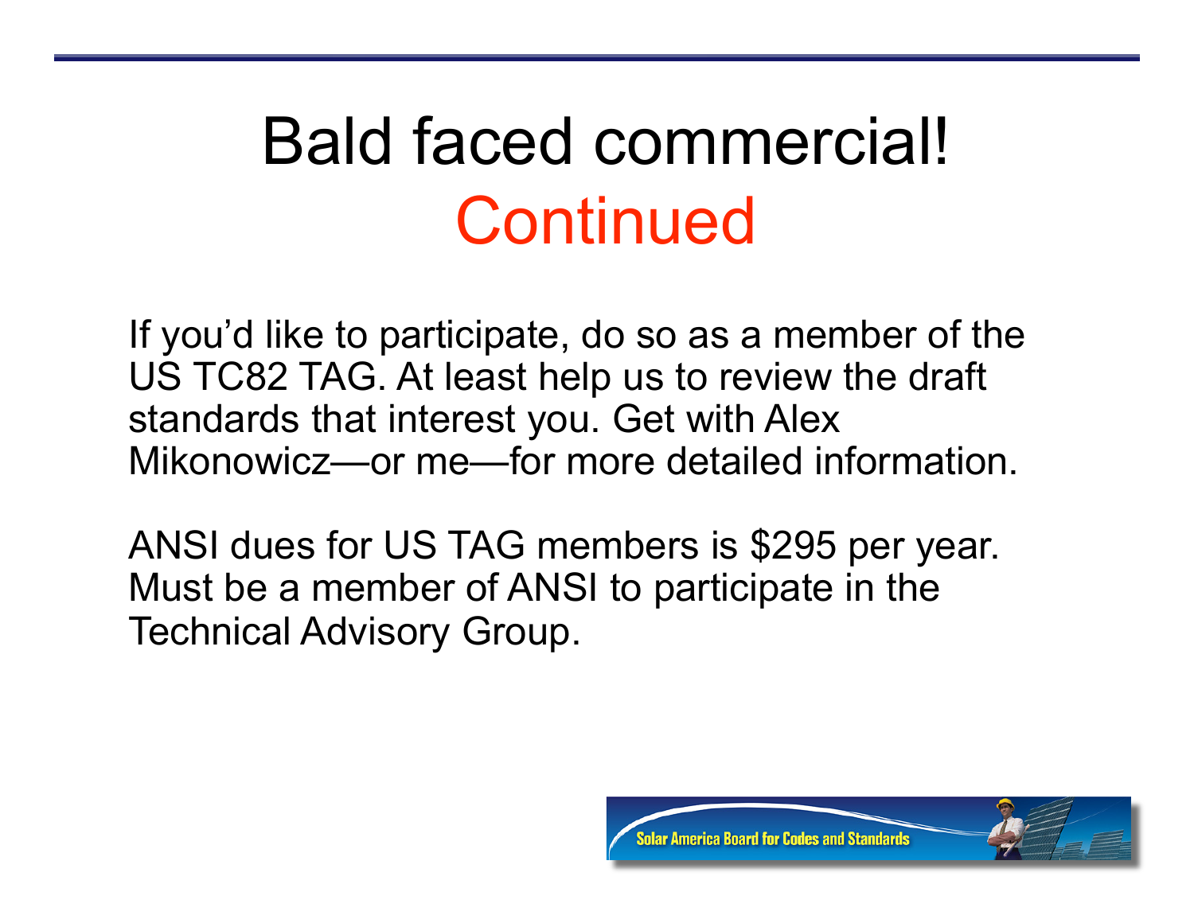# Bald faced commercial! Continued

If you’d like to participate, do so as a member of the US TC82 TAG. At least help us to review the draft standards that interest you. Get with Alex Mikonowicz—or me—for more detailed information.

ANSI dues for US TAG members is $295 per year. Must be a member of ANSI to participate in the Technical Advisory Group.